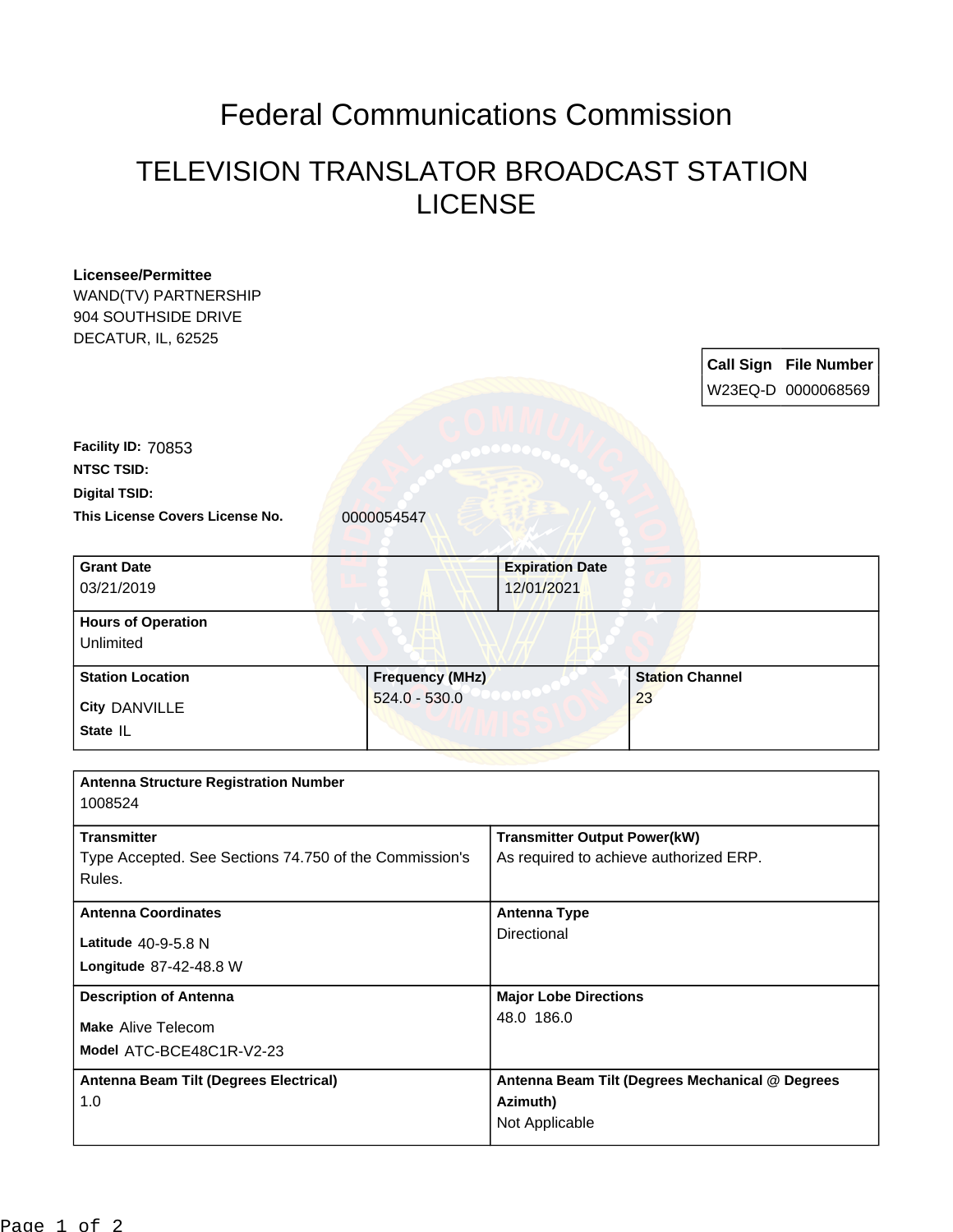# Federal Communications Commission

## TELEVISION TRANSLATOR BROADCAST STATION LICENSE

**Licensee/Permittee**
WAND(TV) PARTNERSHIP
904 SOUTHSIDE DRIVE
DECATUR, IL, 62525

| Call Sign | File Number |
|---|---|
| W23EQ-D | 0000068569 |

**Facility ID:** 70853
**NTSC TSID:**
**Digital TSID:**
**This License Covers License No.** 0000054547

| Grant Date | Expiration Date |
|---|---|
| 03/21/2019 | 12/01/2021 |

| Hours of Operation |
|---|
| Unlimited |

| Station Location | Frequency (MHz) | Station Channel |
|---|---|---|
| City DANVILLE<br>State IL | 524.0 - 530.0 | 23 |

| Antenna Structure Registration Number | |
|---|---|
| 1008524 | |
| **Transmitter**<br>Type Accepted. See Sections 74.750 of the Commission's Rules. | **Transmitter Output Power(kW)**<br>As required to achieve authorized ERP. |
| **Antenna Coordinates**<br>Latitude 40-9-5.8 N<br>Longitude 87-42-48.8 W | **Antenna Type**<br>Directional |
| **Description of Antenna**<br>Make Alive Telecom<br>Model ATC-BCE48C1R-V2-23 | **Major Lobe Directions**<br>48.0 186.0 |
| **Antenna Beam Tilt (Degrees Electrical)**<br>1.0 | **Antenna Beam Tilt (Degrees Mechanical @ Degrees Azimuth)**<br>Not Applicable |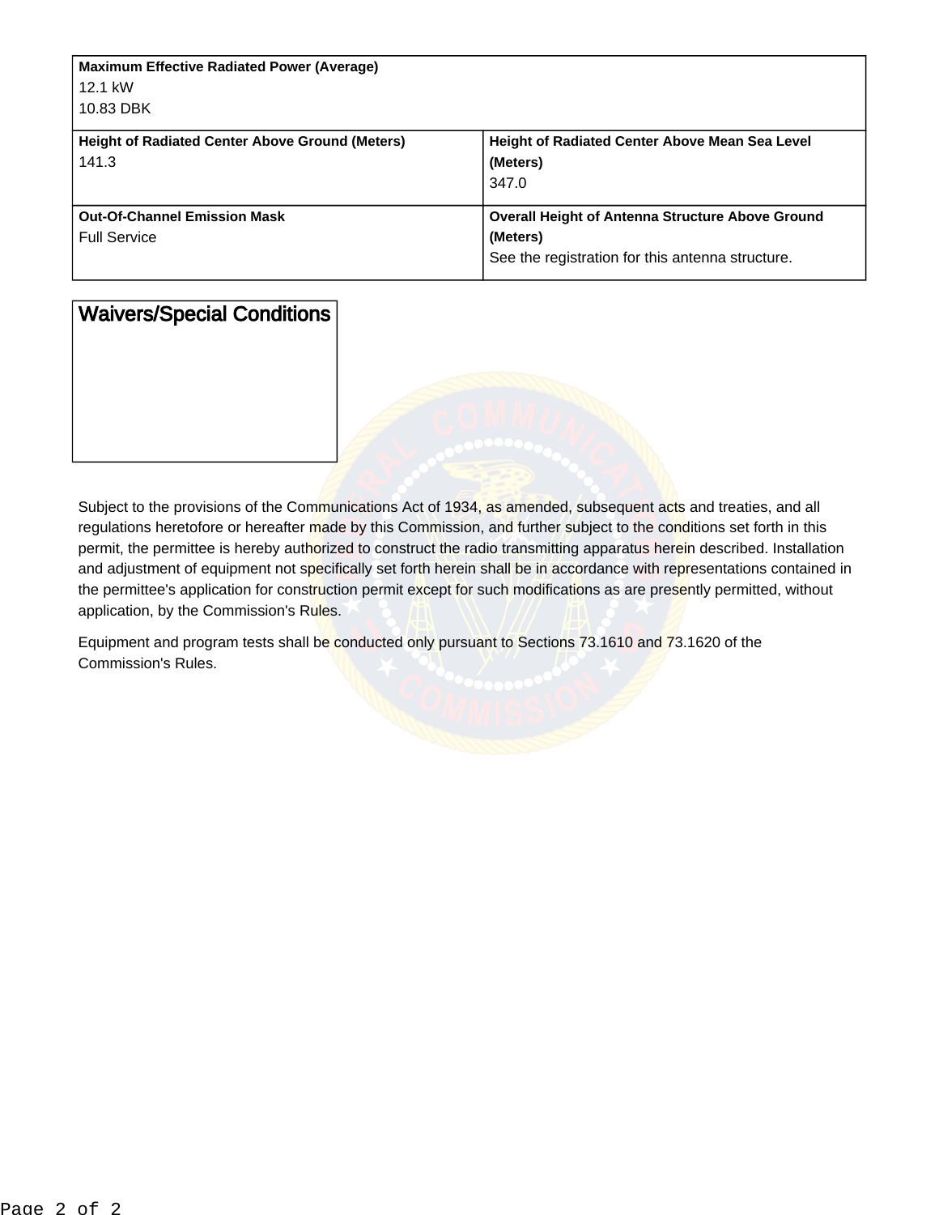| | |
|---|---|
| **Maximum Effective Radiated Power (Average)**<br>12.1 kW<br>10.83 DBK | |
| **Height of Radiated Center Above Ground (Meters)**<br>141.3 | **Height of Radiated Center Above Mean Sea Level (Meters)**<br>347.0 |
| **Out-Of-Channel Emission Mask**<br>Full Service | **Overall Height of Antenna Structure Above Ground (Meters)**<br>See the registration for this antenna structure. |

## Waivers/Special Conditions

Subject to the provisions of the Communications Act of 1934, as amended, subsequent acts and treaties, and all regulations heretofore or hereafter made by this Commission, and further subject to the conditions set forth in this permit, the permittee is hereby authorized to construct the radio transmitting apparatus herein described. Installation and adjustment of equipment not specifically set forth herein shall be in accordance with representations contained in the permittee's application for construction permit except for such modifications as are presently permitted, without application, by the Commission's Rules.

Equipment and program tests shall be conducted only pursuant to Sections 73.1610 and 73.1620 of the Commission's Rules.